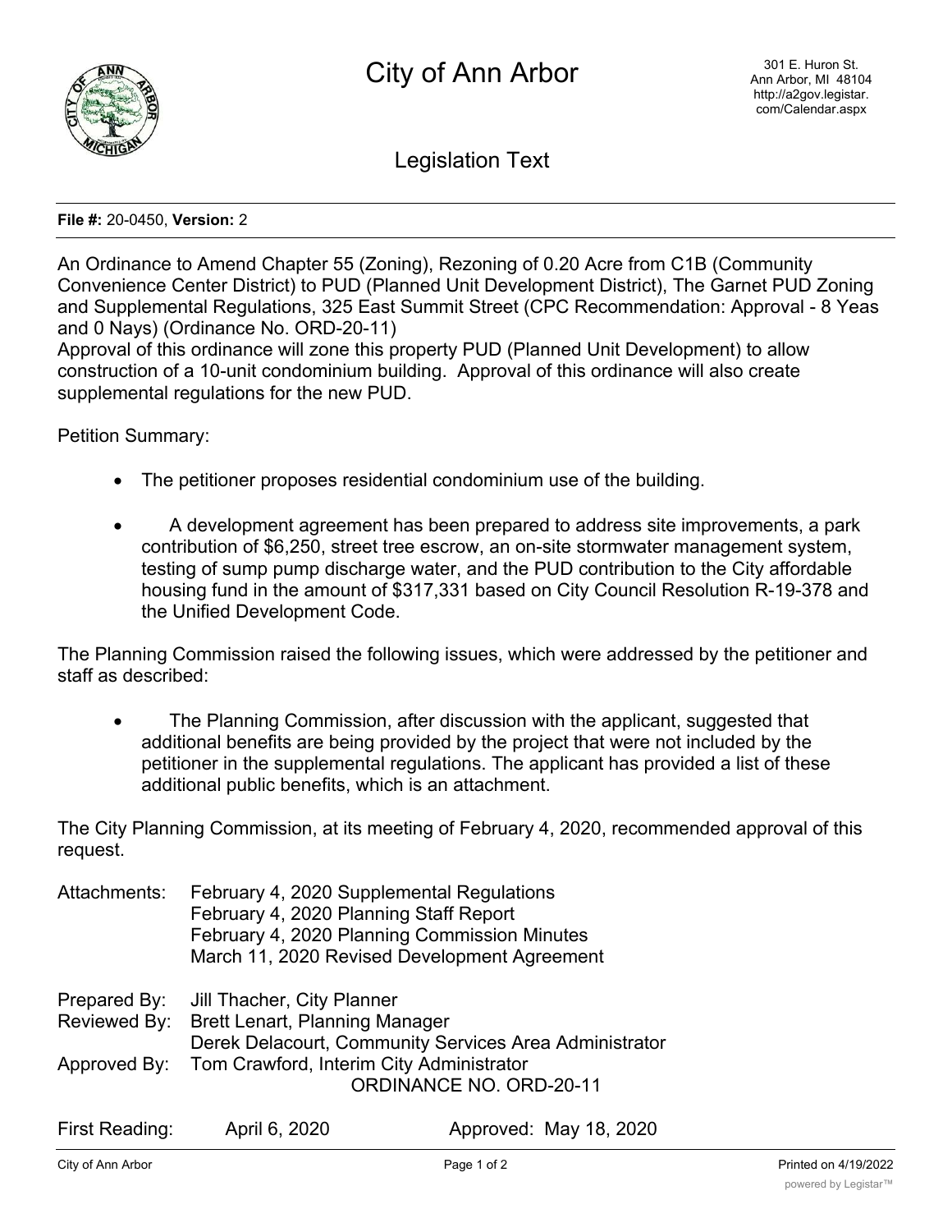# City of Ann Arbor

301 E. Huron St.
Ann Arbor, MI 48104
http://a2gov.legistar.com/Calendar.aspx

## Legislation Text

**File #:** 20-0450, **Version:** 2

An Ordinance to Amend Chapter 55 (Zoning), Rezoning of 0.20 Acre from C1B (Community Convenience Center District) to PUD (Planned Unit Development District), The Garnet PUD Zoning and Supplemental Regulations, 325 East Summit Street (CPC Recommendation: Approval - 8 Yeas and 0 Nays) (Ordinance No. ORD-20-11)

Approval of this ordinance will zone this property PUD (Planned Unit Development) to allow construction of a 10-unit condominium building. Approval of this ordinance will also create supplemental regulations for the new PUD.

Petition Summary:

- The petitioner proposes residential condominium use of the building.
- A development agreement has been prepared to address site improvements, a park contribution of $6,250, street tree escrow, an on-site stormwater management system, testing of sump pump discharge water, and the PUD contribution to the City affordable housing fund in the amount of $317,331 based on City Council Resolution R-19-378 and the Unified Development Code.

The Planning Commission raised the following issues, which were addressed by the petitioner and staff as described:

- The Planning Commission, after discussion with the applicant, suggested that additional benefits are being provided by the project that were not included by the petitioner in the supplemental regulations. The applicant has provided a list of these additional public benefits, which is an attachment.

The City Planning Commission, at its meeting of February 4, 2020, recommended approval of this request.

Attachments: February 4, 2020 Supplemental Regulations
February 4, 2020 Planning Staff Report
February 4, 2020 Planning Commission Minutes
March 11, 2020 Revised Development Agreement

Prepared By: Jill Thacher, City Planner
Reviewed By: Brett Lenart, Planning Manager
Derek Delacourt, Community Services Area Administrator
Approved By: Tom Crawford, Interim City Administrator

ORDINANCE NO. ORD-20-11

First Reading: April 6, 2020 Approved: May 18, 2020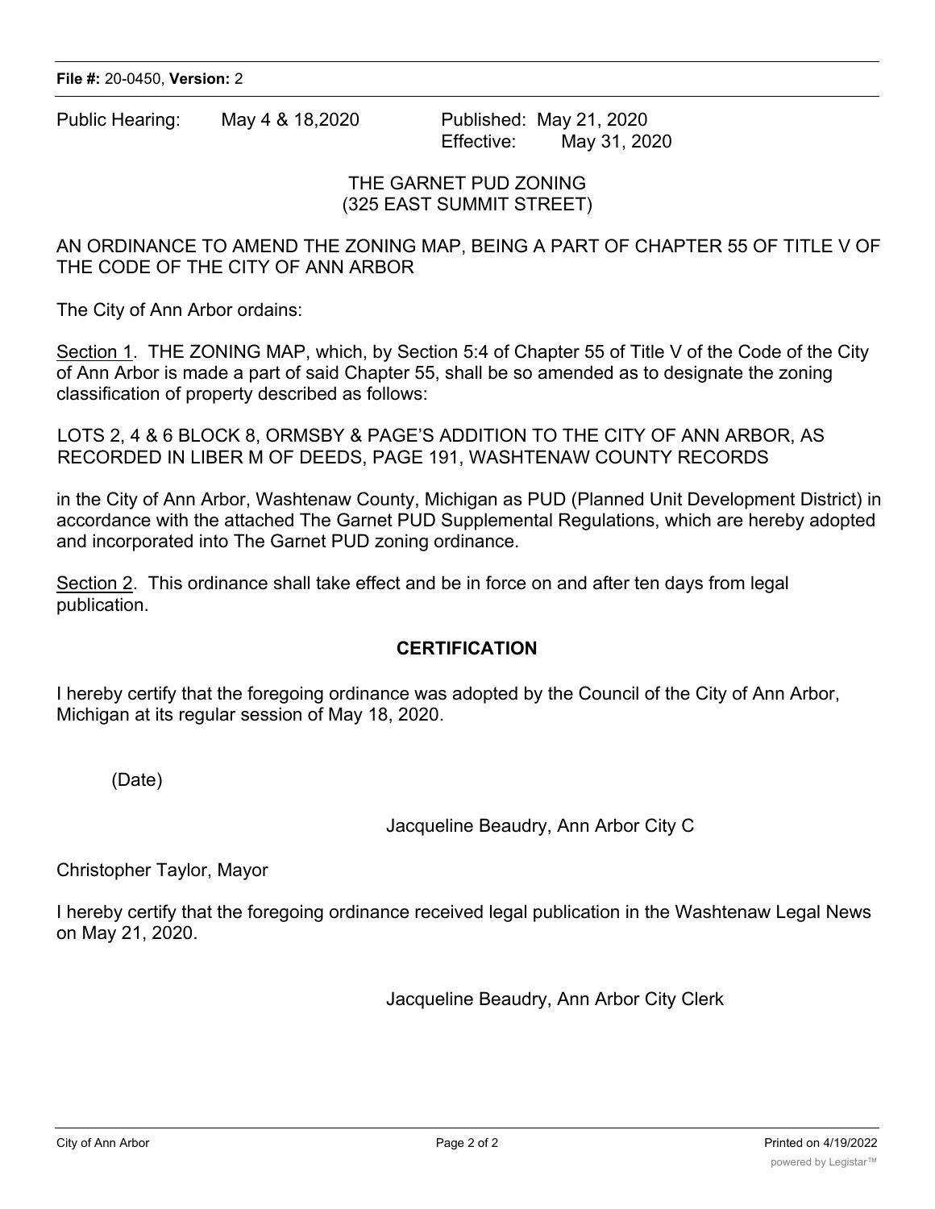**File #:** 20-0450, **Version:** 2

Public Hearing: May 4 & 18,2020 Published: May 21, 2020
Effective: May 31, 2020

THE GARNET PUD ZONING
(325 EAST SUMMIT STREET)

AN ORDINANCE TO AMEND THE ZONING MAP, BEING A PART OF CHAPTER 55 OF TITLE V OF THE CODE OF THE CITY OF ANN ARBOR

The City of Ann Arbor ordains:

Section 1. THE ZONING MAP, which, by Section 5:4 of Chapter 55 of Title V of the Code of the City of Ann Arbor is made a part of said Chapter 55, shall be so amended as to designate the zoning classification of property described as follows:

LOTS 2, 4 & 6 BLOCK 8, ORMSBY & PAGE'S ADDITION TO THE CITY OF ANN ARBOR, AS RECORDED IN LIBER M OF DEEDS, PAGE 191, WASHTENAW COUNTY RECORDS

in the City of Ann Arbor, Washtenaw County, Michigan as PUD (Planned Unit Development District) in accordance with the attached The Garnet PUD Supplemental Regulations, which are hereby adopted and incorporated into The Garnet PUD zoning ordinance.

Section 2. This ordinance shall take effect and be in force on and after ten days from legal publication.

**CERTIFICATION**

I hereby certify that the foregoing ordinance was adopted by the Council of the City of Ann Arbor, Michigan at its regular session of May 18, 2020.

(Date)

Jacqueline Beaudry, Ann Arbor City C

Christopher Taylor, Mayor

I hereby certify that the foregoing ordinance received legal publication in the Washtenaw Legal News on May 21, 2020.

Jacqueline Beaudry, Ann Arbor City Clerk